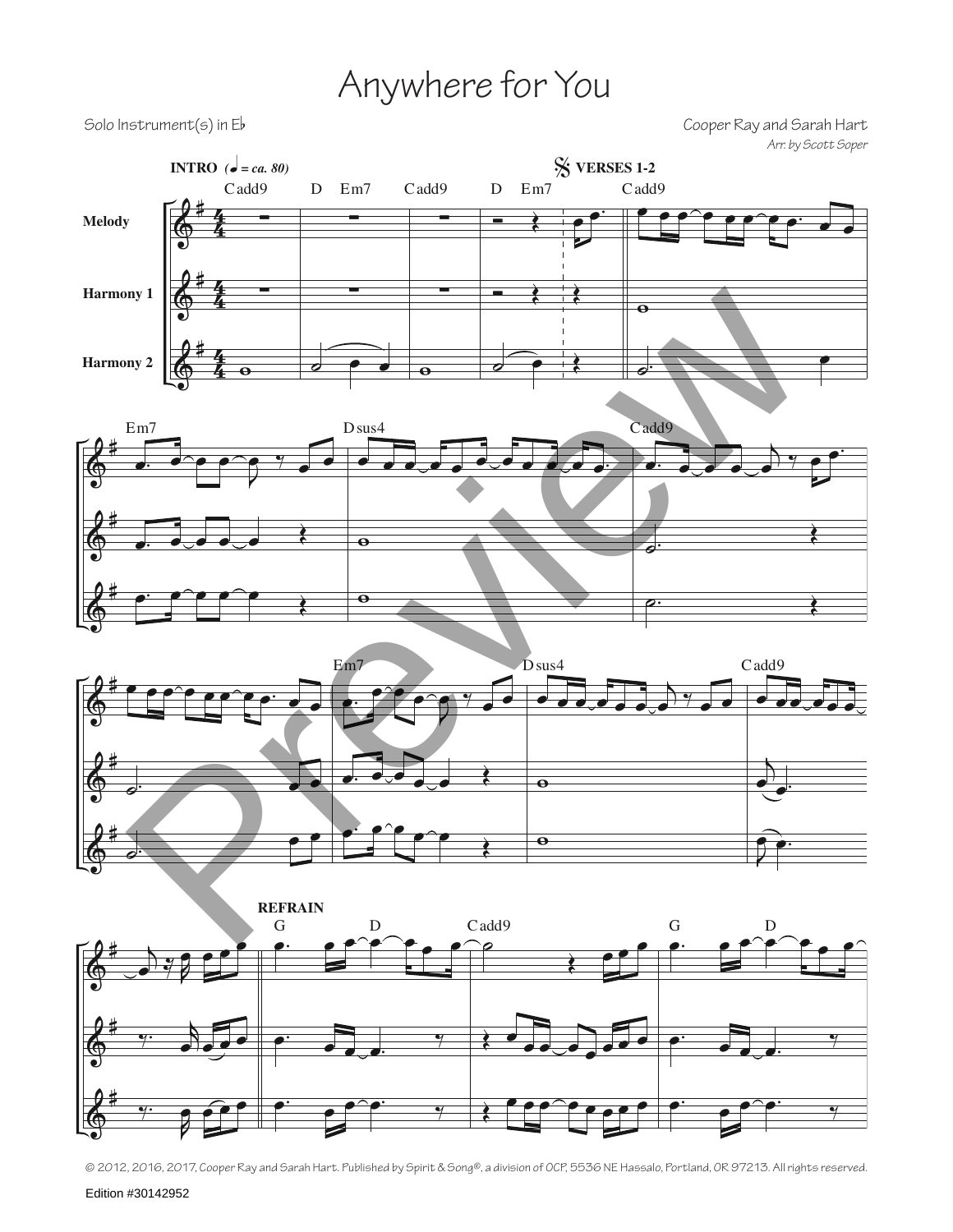# Anywhere for You

Solo Instrument(s) in E♭

Cooper Ray and Sarah Hart

*Arr. by Scott Soper*

© 2012, 2016, 2017, Cooper Ray and Sarah Hart. Published by Spirit & Song®, a division of OCP, 5536 NE Hassalo, Portland, OR 97213. All rights reserved.

Edition #30142952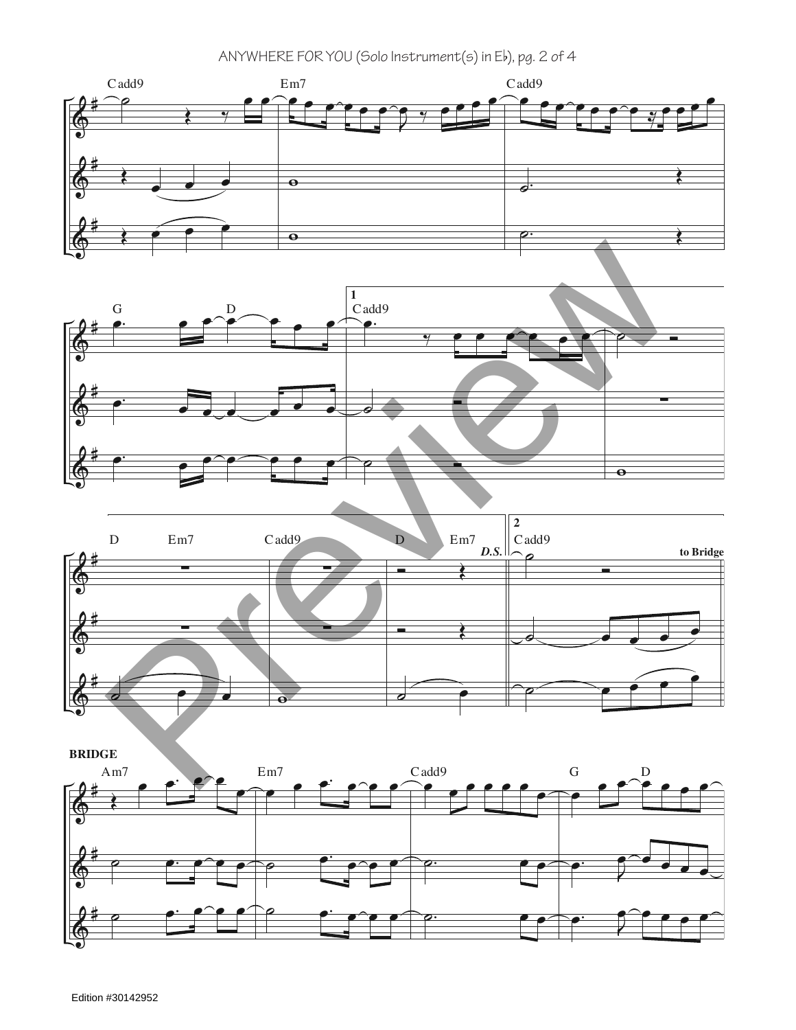Cadd9 Em7 Cadd9

G D **1** Cadd9

D Em7 Cadd9 D Em7 *D.S.* **2** Cadd9 **to Bridge**

**BRIDGE**

Am7 Em7 Cadd9 G D

Edition #30142952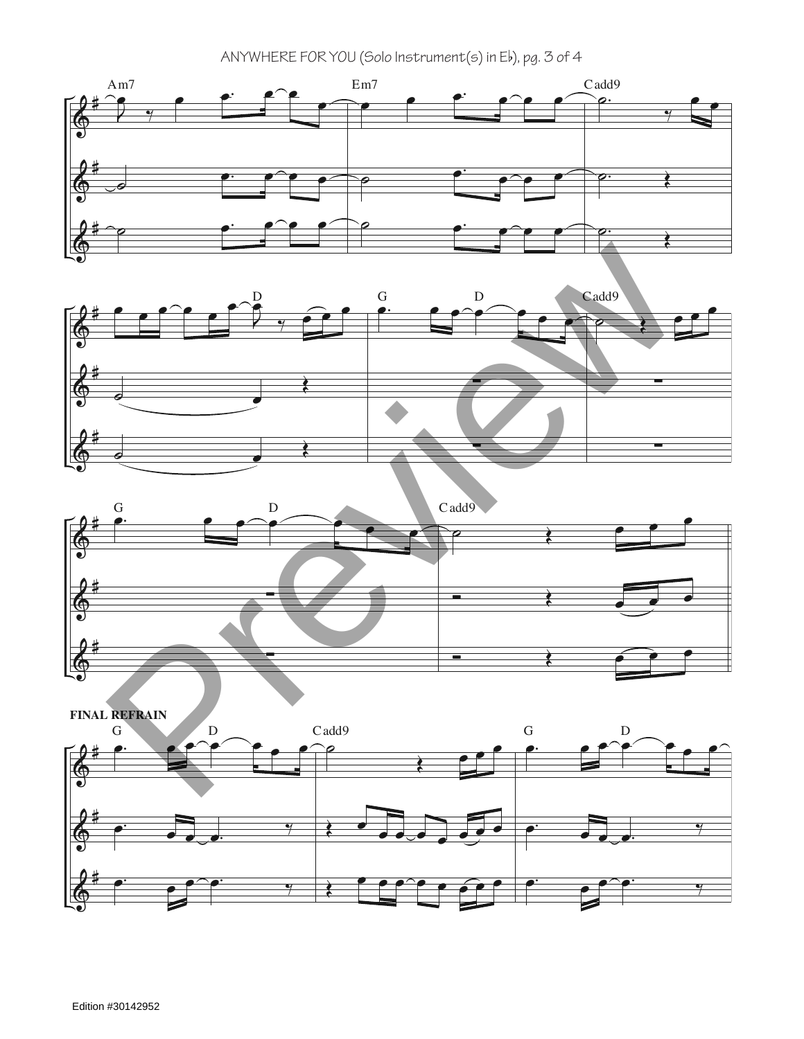Am7 Em7 Cadd9

D G D Cadd9

G D Cadd9

**FINAL REFRAIN**

G D Cadd9 G D

Edition #30142952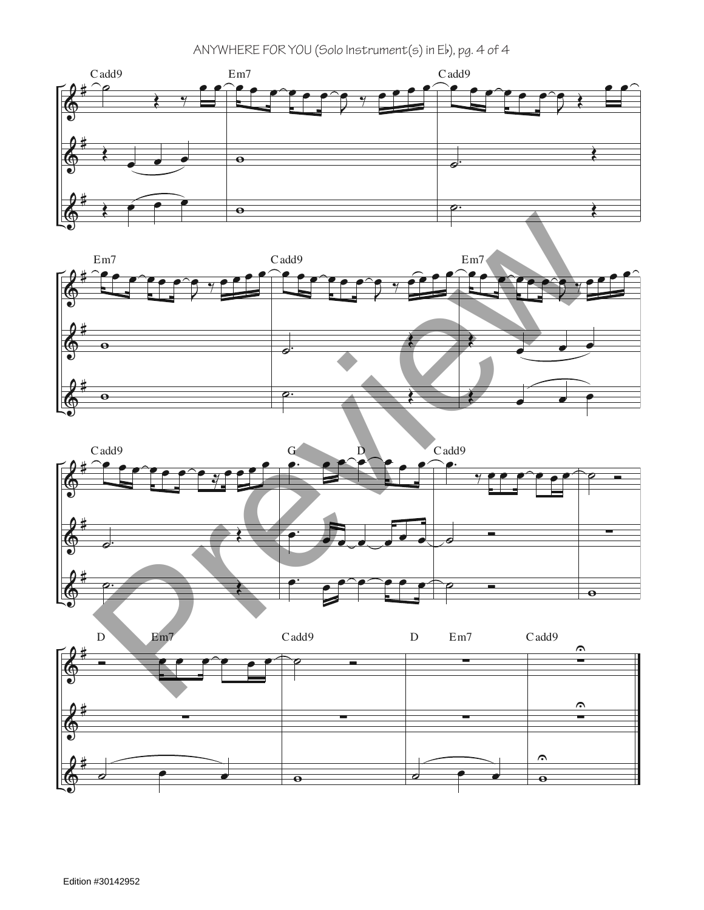Cadd9 Em7 Cadd9

Em7 Cadd9 Em7

Cadd9 G D Cadd9

D Em7 Cadd9 D Em7 Cadd9